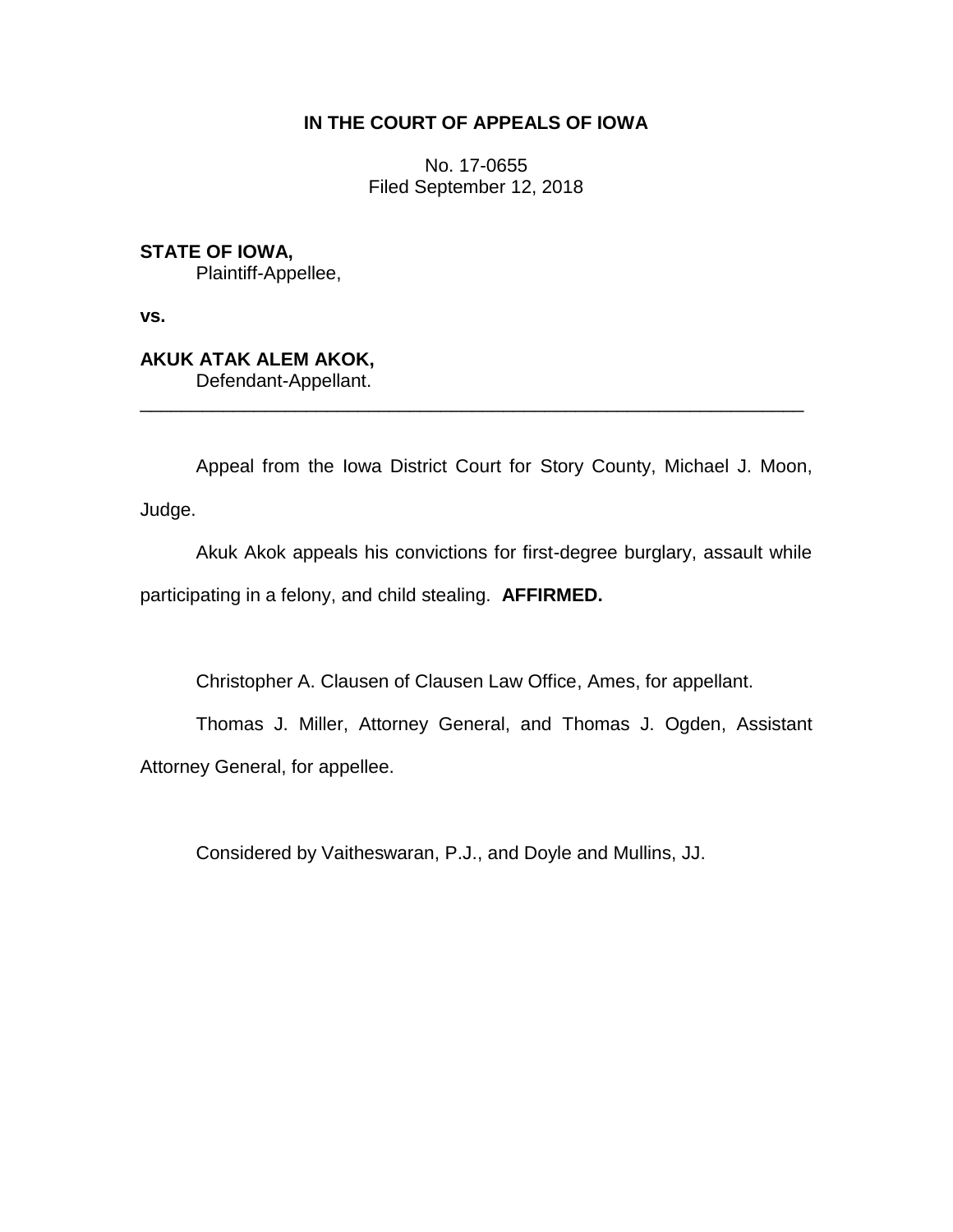**IN THE COURT OF APPEALS OF IOWA**

No. 17-0655
Filed September 12, 2018

**STATE OF IOWA,**
Plaintiff-Appellee,

**vs.**

**AKUK ATAK ALEM AKOK,**
Defendant-Appellant.

---

Appeal from the Iowa District Court for Story County, Michael J. Moon, Judge.

Akuk Akok appeals his convictions for first-degree burglary, assault while participating in a felony, and child stealing. **AFFIRMED.**

Christopher A. Clausen of Clausen Law Office, Ames, for appellant.

Thomas J. Miller, Attorney General, and Thomas J. Ogden, Assistant Attorney General, for appellee.

Considered by Vaitheswaran, P.J., and Doyle and Mullins, JJ.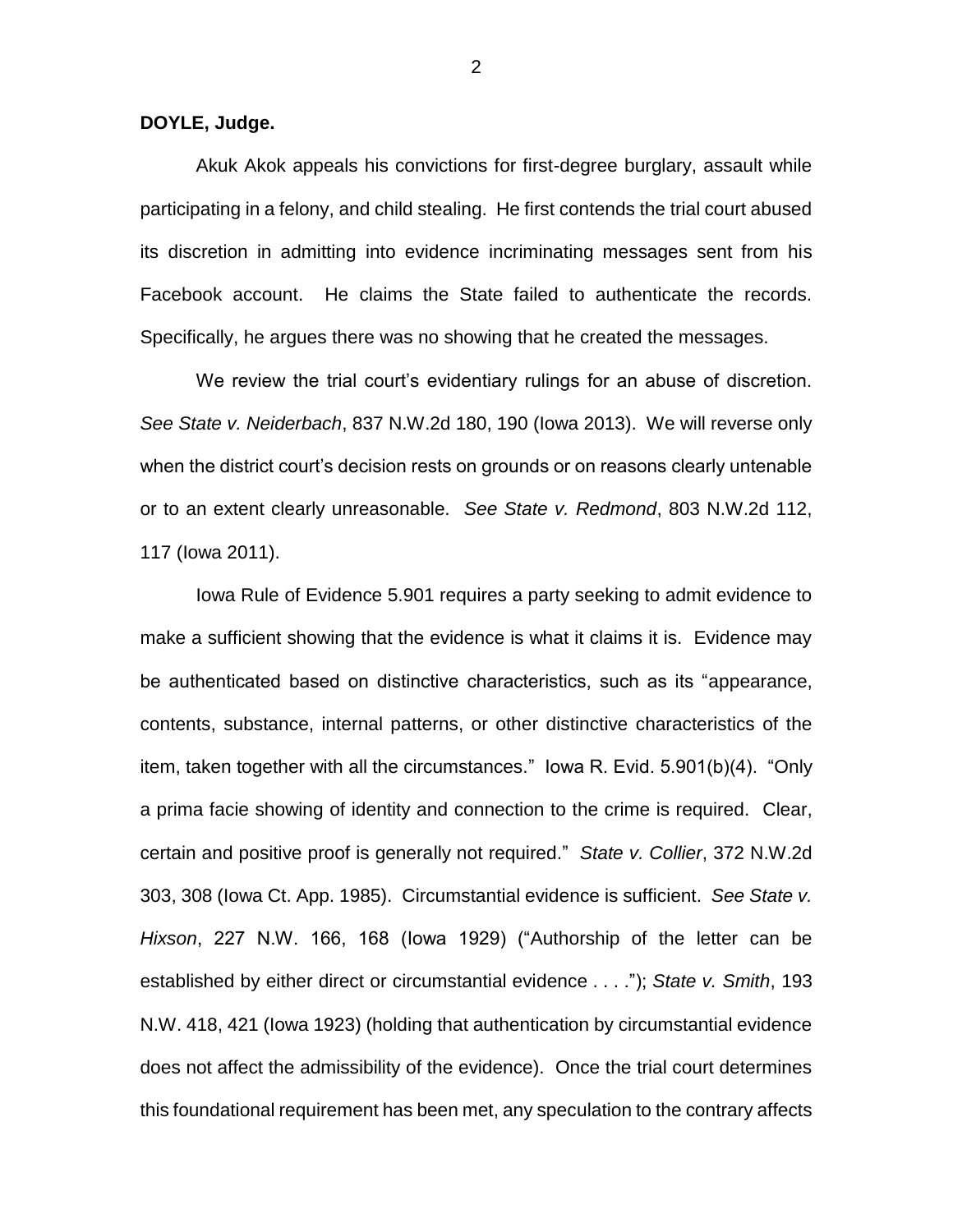**DOYLE, Judge.**

Akuk Akok appeals his convictions for first-degree burglary, assault while participating in a felony, and child stealing. He first contends the trial court abused its discretion in admitting into evidence incriminating messages sent from his Facebook account. He claims the State failed to authenticate the records. Specifically, he argues there was no showing that he created the messages.

We review the trial court's evidentiary rulings for an abuse of discretion. *See State v. Neiderbach*, 837 N.W.2d 180, 190 (Iowa 2013). We will reverse only when the district court's decision rests on grounds or on reasons clearly untenable or to an extent clearly unreasonable. *See State v. Redmond*, 803 N.W.2d 112, 117 (Iowa 2011).

Iowa Rule of Evidence 5.901 requires a party seeking to admit evidence to make a sufficient showing that the evidence is what it claims it is. Evidence may be authenticated based on distinctive characteristics, such as its "appearance, contents, substance, internal patterns, or other distinctive characteristics of the item, taken together with all the circumstances." Iowa R. Evid. 5.901(b)(4). "Only a prima facie showing of identity and connection to the crime is required. Clear, certain and positive proof is generally not required." *State v. Collier*, 372 N.W.2d 303, 308 (Iowa Ct. App. 1985). Circumstantial evidence is sufficient. *See State v. Hixson*, 227 N.W. 166, 168 (Iowa 1929) ("Authorship of the letter can be established by either direct or circumstantial evidence . . . ."); *State v. Smith*, 193 N.W. 418, 421 (Iowa 1923) (holding that authentication by circumstantial evidence does not affect the admissibility of the evidence). Once the trial court determines this foundational requirement has been met, any speculation to the contrary affects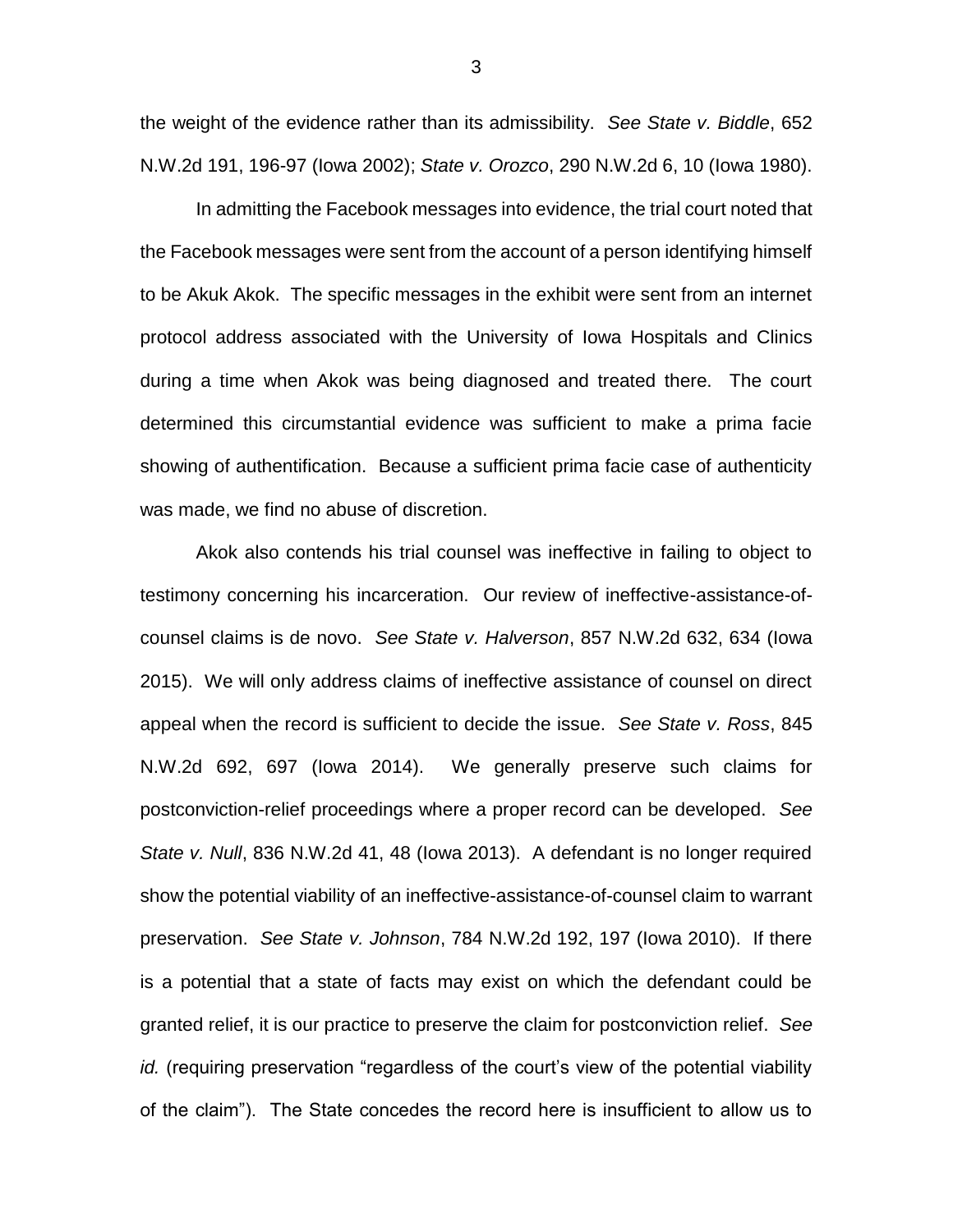the weight of the evidence rather than its admissibility. *See State v. Biddle*, 652 N.W.2d 191, 196-97 (Iowa 2002); *State v. Orozco*, 290 N.W.2d 6, 10 (Iowa 1980).

In admitting the Facebook messages into evidence, the trial court noted that the Facebook messages were sent from the account of a person identifying himself to be Akuk Akok. The specific messages in the exhibit were sent from an internet protocol address associated with the University of Iowa Hospitals and Clinics during a time when Akok was being diagnosed and treated there. The court determined this circumstantial evidence was sufficient to make a prima facie showing of authentification. Because a sufficient prima facie case of authenticity was made, we find no abuse of discretion.

Akok also contends his trial counsel was ineffective in failing to object to testimony concerning his incarceration. Our review of ineffective-assistance-of-counsel claims is de novo. *See State v. Halverson*, 857 N.W.2d 632, 634 (Iowa 2015). We will only address claims of ineffective assistance of counsel on direct appeal when the record is sufficient to decide the issue. *See State v. Ross*, 845 N.W.2d 692, 697 (Iowa 2014). We generally preserve such claims for postconviction-relief proceedings where a proper record can be developed. *See State v. Null*, 836 N.W.2d 41, 48 (Iowa 2013). A defendant is no longer required show the potential viability of an ineffective-assistance-of-counsel claim to warrant preservation. *See State v. Johnson*, 784 N.W.2d 192, 197 (Iowa 2010). If there is a potential that a state of facts may exist on which the defendant could be granted relief, it is our practice to preserve the claim for postconviction relief. *See id.* (requiring preservation "regardless of the court's view of the potential viability of the claim"). The State concedes the record here is insufficient to allow us to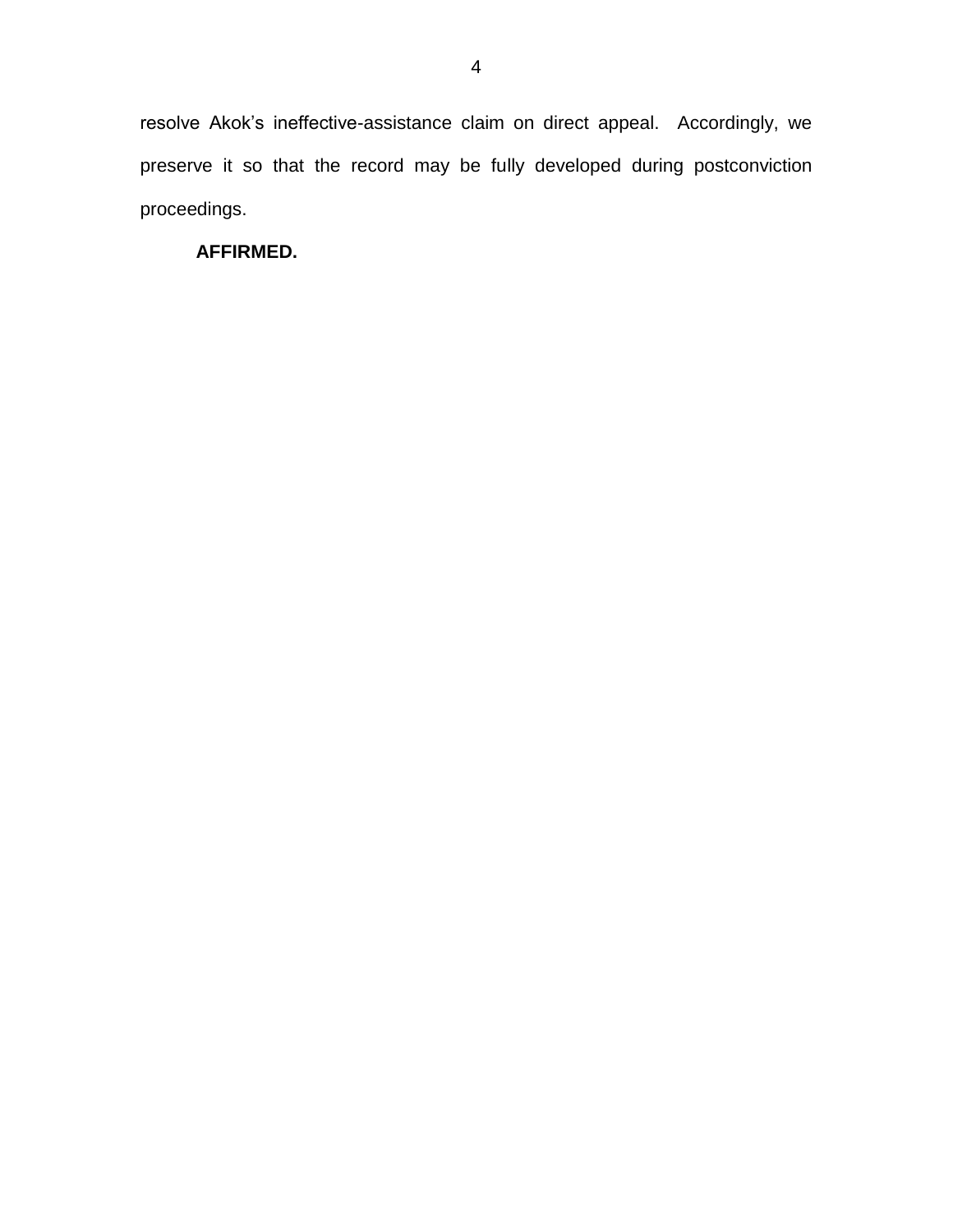resolve Akok's ineffective-assistance claim on direct appeal. Accordingly, we preserve it so that the record may be fully developed during postconviction proceedings.

**AFFIRMED.**